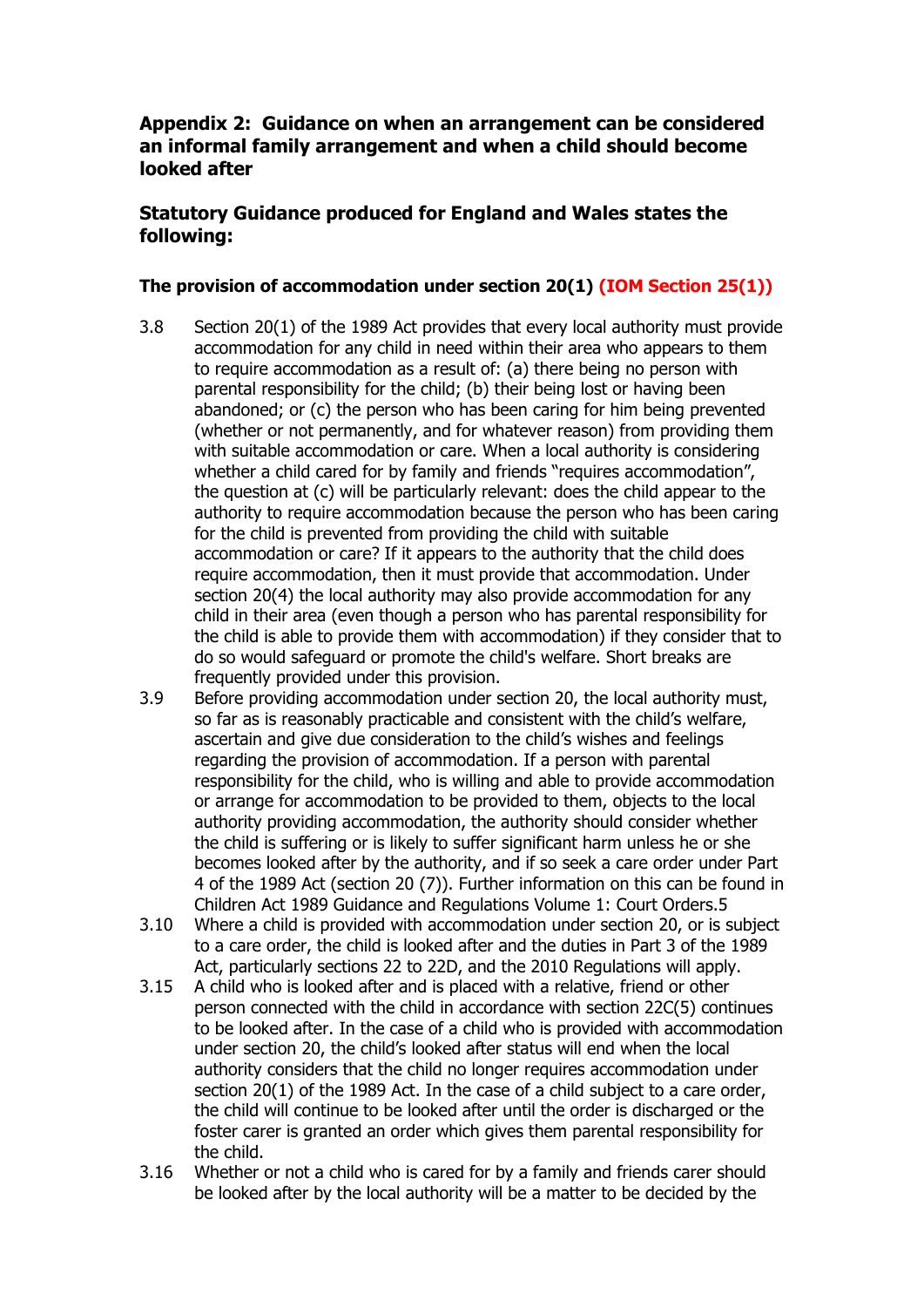## Appendix 2: Guidance on when an arrangement can be considered an informal family arrangement and when a child should become looked after

### Statutory Guidance produced for England and Wales states the following:

#### The provision of accommodation under section 20(1) (IOM Section 25(1))

3.8 Section 20(1) of the 1989 Act provides that every local authority must provide accommodation for any child in need within their area who appears to them to require accommodation as a result of: (a) there being no person with parental responsibility for the child; (b) their being lost or having been abandoned; or (c) the person who has been caring for him being prevented (whether or not permanently, and for whatever reason) from providing them with suitable accommodation or care. When a local authority is considering whether a child cared for by family and friends "requires accommodation", the question at (c) will be particularly relevant: does the child appear to the authority to require accommodation because the person who has been caring for the child is prevented from providing the child with suitable accommodation or care? If it appears to the authority that the child does require accommodation, then it must provide that accommodation. Under section 20(4) the local authority may also provide accommodation for any child in their area (even though a person who has parental responsibility for the child is able to provide them with accommodation) if they consider that to do so would safeguard or promote the child's welfare. Short breaks are frequently provided under this provision.

3.9 Before providing accommodation under section 20, the local authority must, so far as is reasonably practicable and consistent with the child's welfare, ascertain and give due consideration to the child's wishes and feelings regarding the provision of accommodation. If a person with parental responsibility for the child, who is willing and able to provide accommodation or arrange for accommodation to be provided to them, objects to the local authority providing accommodation, the authority should consider whether the child is suffering or is likely to suffer significant harm unless he or she becomes looked after by the authority, and if so seek a care order under Part 4 of the 1989 Act (section 20 (7)). Further information on this can be found in Children Act 1989 Guidance and Regulations Volume 1: Court Orders.5

3.10 Where a child is provided with accommodation under section 20, or is subject to a care order, the child is looked after and the duties in Part 3 of the 1989 Act, particularly sections 22 to 22D, and the 2010 Regulations will apply.

3.15 A child who is looked after and is placed with a relative, friend or other person connected with the child in accordance with section 22C(5) continues to be looked after. In the case of a child who is provided with accommodation under section 20, the child's looked after status will end when the local authority considers that the child no longer requires accommodation under section 20(1) of the 1989 Act. In the case of a child subject to a care order, the child will continue to be looked after until the order is discharged or the foster carer is granted an order which gives them parental responsibility for the child.

3.16 Whether or not a child who is cared for by a family and friends carer should be looked after by the local authority will be a matter to be decided by the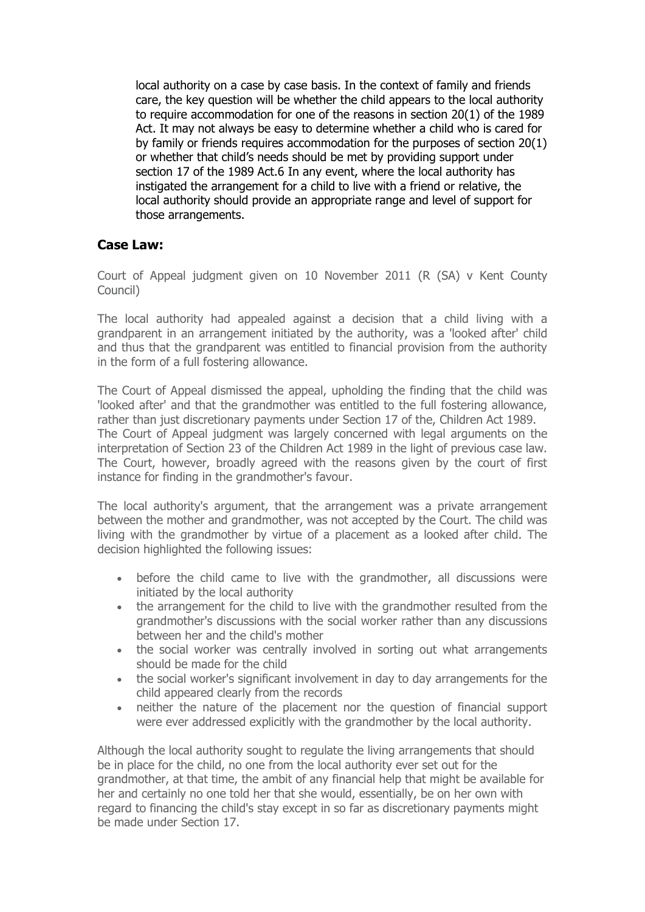local authority on a case by case basis. In the context of family and friends care, the key question will be whether the child appears to the local authority to require accommodation for one of the reasons in section 20(1) of the 1989 Act. It may not always be easy to determine whether a child who is cared for by family or friends requires accommodation for the purposes of section 20(1) or whether that child's needs should be met by providing support under section 17 of the 1989 Act.6 In any event, where the local authority has instigated the arrangement for a child to live with a friend or relative, the local authority should provide an appropriate range and level of support for those arrangements.

## Case Law:

Court of Appeal judgment given on 10 November 2011 (R (SA) v Kent County Council)

The local authority had appealed against a decision that a child living with a grandparent in an arrangement initiated by the authority, was a 'looked after' child and thus that the grandparent was entitled to financial provision from the authority in the form of a full fostering allowance.

The Court of Appeal dismissed the appeal, upholding the finding that the child was 'looked after' and that the grandmother was entitled to the full fostering allowance, rather than just discretionary payments under Section 17 of the, Children Act 1989. The Court of Appeal judgment was largely concerned with legal arguments on the interpretation of Section 23 of the Children Act 1989 in the light of previous case law. The Court, however, broadly agreed with the reasons given by the court of first instance for finding in the grandmother's favour.

The local authority's argument, that the arrangement was a private arrangement between the mother and grandmother, was not accepted by the Court. The child was living with the grandmother by virtue of a placement as a looked after child. The decision highlighted the following issues:

- before the child came to live with the grandmother, all discussions were initiated by the local authority
- the arrangement for the child to live with the grandmother resulted from the grandmother's discussions with the social worker rather than any discussions between her and the child's mother
- the social worker was centrally involved in sorting out what arrangements should be made for the child
- the social worker's significant involvement in day to day arrangements for the child appeared clearly from the records
- neither the nature of the placement nor the question of financial support were ever addressed explicitly with the grandmother by the local authority.

Although the local authority sought to regulate the living arrangements that should be in place for the child, no one from the local authority ever set out for the grandmother, at that time, the ambit of any financial help that might be available for her and certainly no one told her that she would, essentially, be on her own with regard to financing the child's stay except in so far as discretionary payments might be made under Section 17.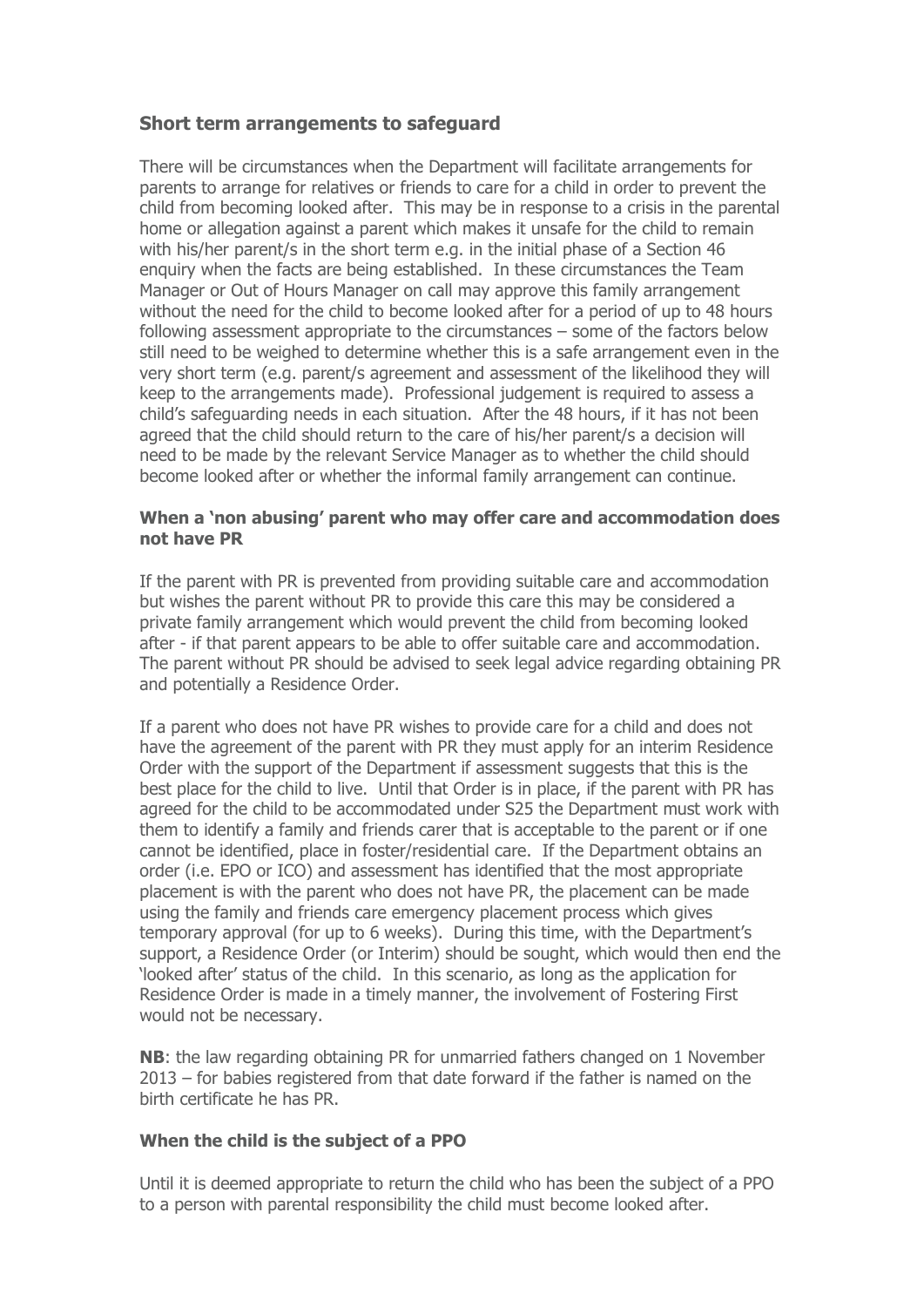### Short term arrangements to safeguard

There will be circumstances when the Department will facilitate arrangements for parents to arrange for relatives or friends to care for a child in order to prevent the child from becoming looked after. This may be in response to a crisis in the parental home or allegation against a parent which makes it unsafe for the child to remain with his/her parent/s in the short term e.g. in the initial phase of a Section 46 enquiry when the facts are being established. In these circumstances the Team Manager or Out of Hours Manager on call may approve this family arrangement without the need for the child to become looked after for a period of up to 48 hours following assessment appropriate to the circumstances – some of the factors below still need to be weighed to determine whether this is a safe arrangement even in the very short term (e.g. parent/s agreement and assessment of the likelihood they will keep to the arrangements made). Professional judgement is required to assess a child's safeguarding needs in each situation. After the 48 hours, if it has not been agreed that the child should return to the care of his/her parent/s a decision will need to be made by the relevant Service Manager as to whether the child should become looked after or whether the informal family arrangement can continue.

#### When a 'non abusing' parent who may offer care and accommodation does not have PR

If the parent with PR is prevented from providing suitable care and accommodation but wishes the parent without PR to provide this care this may be considered a private family arrangement which would prevent the child from becoming looked after - if that parent appears to be able to offer suitable care and accommodation. The parent without PR should be advised to seek legal advice regarding obtaining PR and potentially a Residence Order.

If a parent who does not have PR wishes to provide care for a child and does not have the agreement of the parent with PR they must apply for an interim Residence Order with the support of the Department if assessment suggests that this is the best place for the child to live. Until that Order is in place, if the parent with PR has agreed for the child to be accommodated under S25 the Department must work with them to identify a family and friends carer that is acceptable to the parent or if one cannot be identified, place in foster/residential care. If the Department obtains an order (i.e. EPO or ICO) and assessment has identified that the most appropriate placement is with the parent who does not have PR, the placement can be made using the family and friends care emergency placement process which gives temporary approval (for up to 6 weeks). During this time, with the Department's support, a Residence Order (or Interim) should be sought, which would then end the 'looked after' status of the child. In this scenario, as long as the application for Residence Order is made in a timely manner, the involvement of Fostering First would not be necessary.

**NB**: the law regarding obtaining PR for unmarried fathers changed on 1 November 2013 – for babies registered from that date forward if the father is named on the birth certificate he has PR.

#### When the child is the subject of a PPO

Until it is deemed appropriate to return the child who has been the subject of a PPO to a person with parental responsibility the child must become looked after.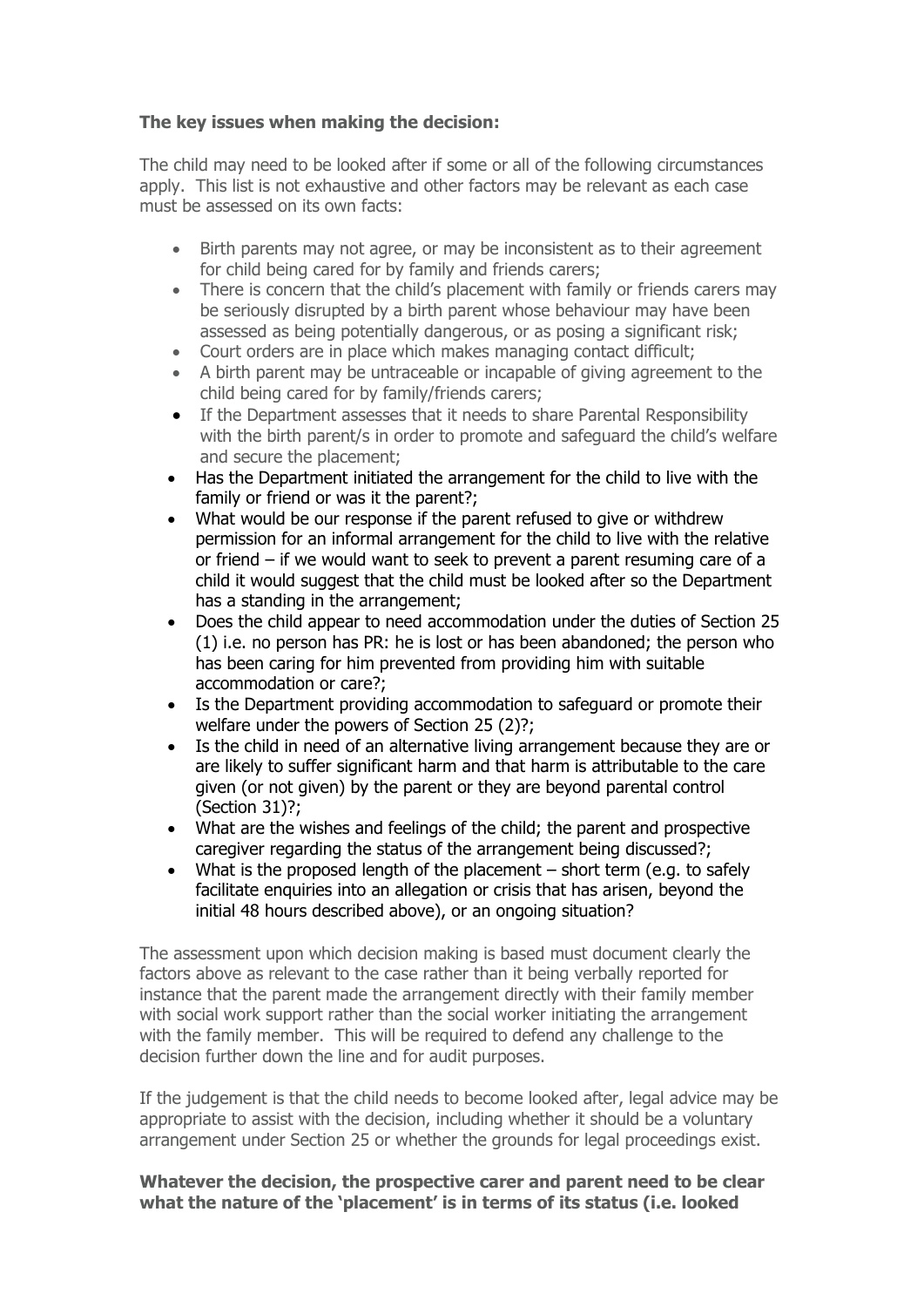**The key issues when making the decision:**

The child may need to be looked after if some or all of the following circumstances apply. This list is not exhaustive and other factors may be relevant as each case must be assessed on its own facts:

- Birth parents may not agree, or may be inconsistent as to their agreement for child being cared for by family and friends carers;
- There is concern that the child's placement with family or friends carers may be seriously disrupted by a birth parent whose behaviour may have been assessed as being potentially dangerous, or as posing a significant risk;
- Court orders are in place which makes managing contact difficult;
- A birth parent may be untraceable or incapable of giving agreement to the child being cared for by family/friends carers;
- If the Department assesses that it needs to share Parental Responsibility with the birth parent/s in order to promote and safeguard the child's welfare and secure the placement;
- Has the Department initiated the arrangement for the child to live with the family or friend or was it the parent?;
- What would be our response if the parent refused to give or withdrew permission for an informal arrangement for the child to live with the relative or friend – if we would want to seek to prevent a parent resuming care of a child it would suggest that the child must be looked after so the Department has a standing in the arrangement;
- Does the child appear to need accommodation under the duties of Section 25 (1) i.e. no person has PR: he is lost or has been abandoned; the person who has been caring for him prevented from providing him with suitable accommodation or care?;
- Is the Department providing accommodation to safeguard or promote their welfare under the powers of Section 25 (2)?;
- Is the child in need of an alternative living arrangement because they are or are likely to suffer significant harm and that harm is attributable to the care given (or not given) by the parent or they are beyond parental control (Section 31)?;
- What are the wishes and feelings of the child; the parent and prospective caregiver regarding the status of the arrangement being discussed?;
- What is the proposed length of the placement – short term (e.g. to safely facilitate enquiries into an allegation or crisis that has arisen, beyond the initial 48 hours described above), or an ongoing situation?

The assessment upon which decision making is based must document clearly the factors above as relevant to the case rather than it being verbally reported for instance that the parent made the arrangement directly with their family member with social work support rather than the social worker initiating the arrangement with the family member. This will be required to defend any challenge to the decision further down the line and for audit purposes.

If the judgement is that the child needs to become looked after, legal advice may be appropriate to assist with the decision, including whether it should be a voluntary arrangement under Section 25 or whether the grounds for legal proceedings exist.

**Whatever the decision, the prospective carer and parent need to be clear what the nature of the 'placement' is in terms of its status (i.e. looked**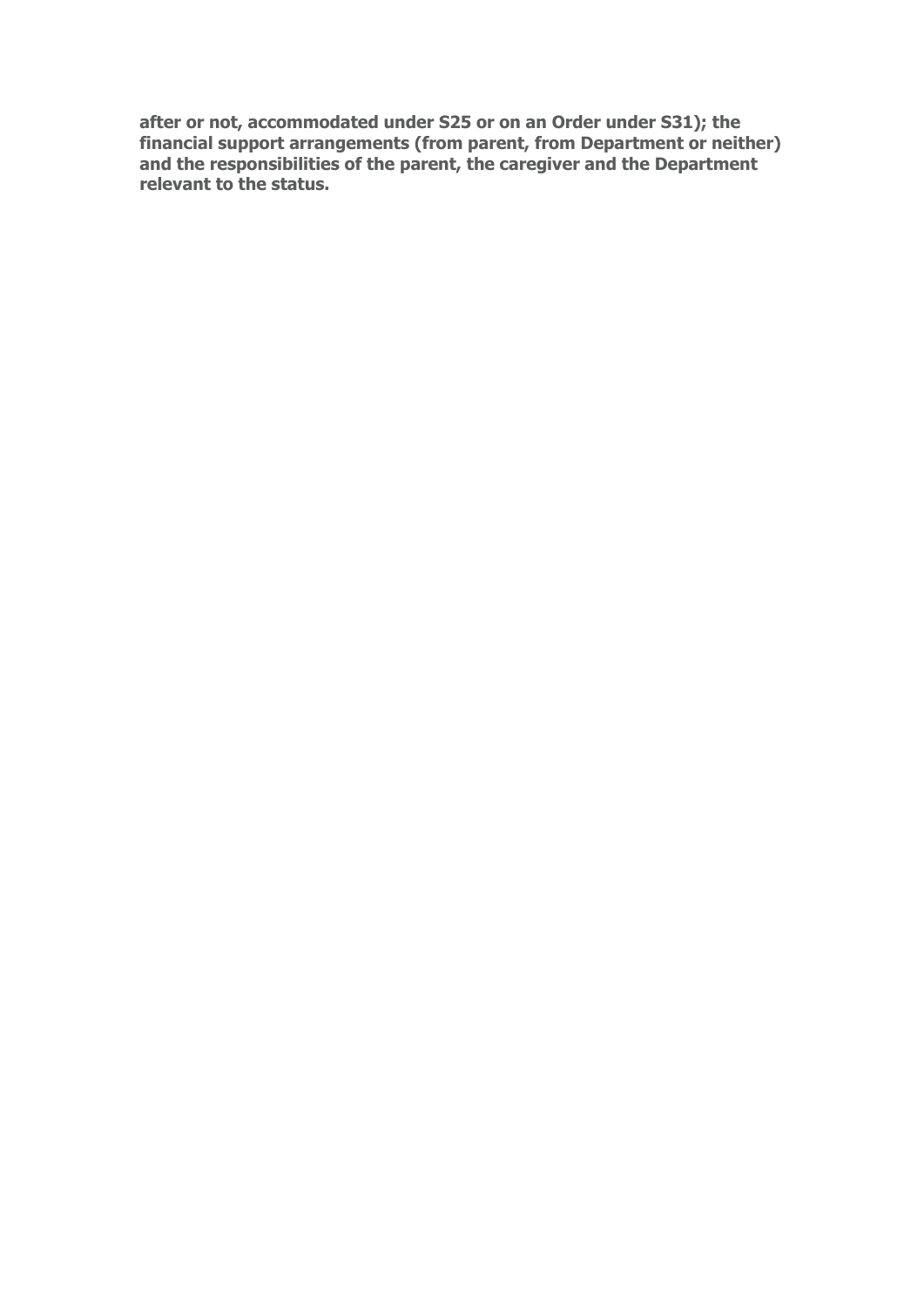**after or not, accommodated under S25 or on an Order under S31); the financial support arrangements (from parent, from Department or neither) and the responsibilities of the parent, the caregiver and the Department relevant to the status.**